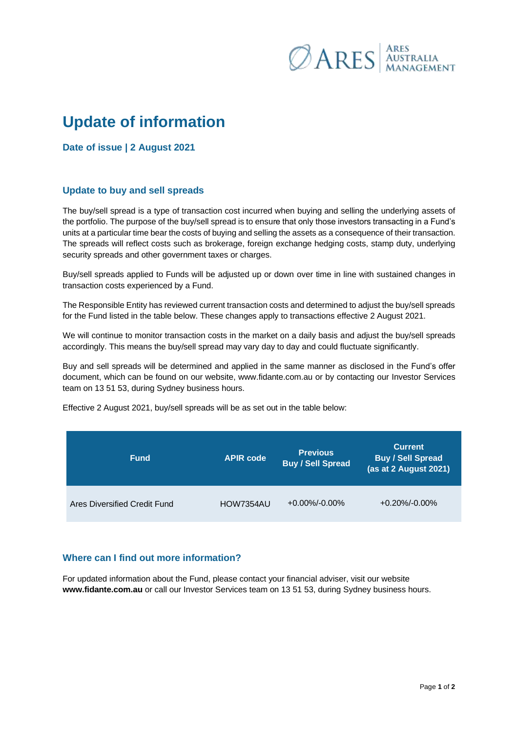# Update of information

### Date of issue | 2 August 2021

## Update to buy and sell spreads

The buy/sell spread is a type of transaction cost incurred when buying and selling the underlying assets of the portfolio. The purpose of the buy/sell spread is to ensure that only those investors transacting in a Fund's units at a particular time bear the costs of buying and selling the assets as a consequence of their transaction. The spreads will reflect costs such as brokerage, foreign exchange hedging costs, stamp duty, underlying security spreads and other government taxes or charges.

Buy/sell spreads applied to Funds will be adjusted up or down over time in line with sustained changes in transaction costs experienced by a Fund.

The Responsible Entity has reviewed current transaction costs and determined to adjust the buy/sell spreads for the Fund listed in the table below. These changes apply to transactions effective 2 August 2021.

We will continue to monitor transaction costs in the market on a daily basis and adjust the buy/sell spreads accordingly. This means the buy/sell spread may vary day to day and could fluctuate significantly.

Buy and sell spreads will be determined and applied in the same manner as disclosed in the Fund's offer document, which can be found on our website, www.fidante.com.au or by contacting our Investor Services team on 13 51 53, during Sydney business hours.

Effective 2 August 2021, buy/sell spreads will be as set out in the table below:

| Fund | APIR code | Previous Buy / Sell Spread | Current Buy / Sell Spread (as at 2 August 2021) |
|---|---|---|---|
| Ares Diversified Credit Fund | HOW7354AU | +0.00%/-0.00% | +0.20%/-0.00% |

## Where can I find out more information?

For updated information about the Fund, please contact your financial adviser, visit our website **www.fidante.com.au** or call our Investor Services team on 13 51 53, during Sydney business hours.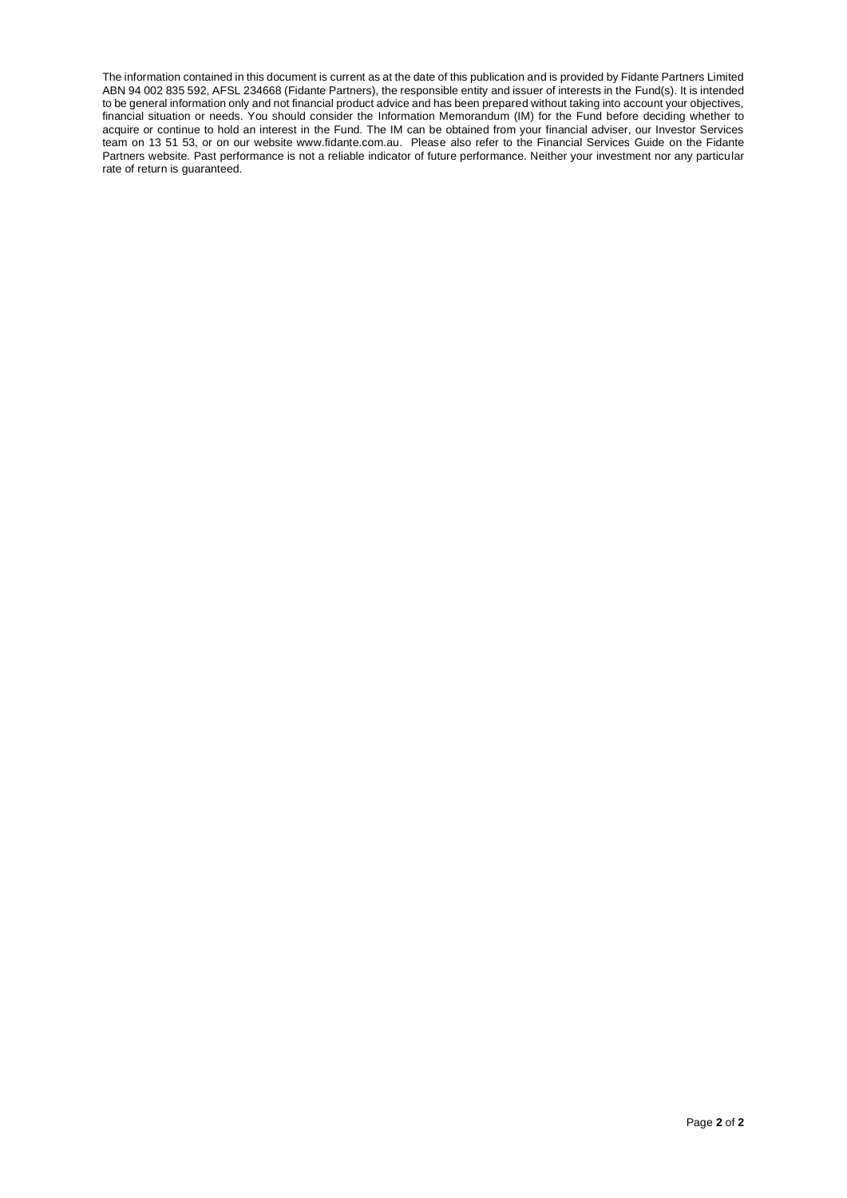The information contained in this document is current as at the date of this publication and is provided by Fidante Partners Limited ABN 94 002 835 592, AFSL 234668 (Fidante Partners), the responsible entity and issuer of interests in the Fund(s). It is intended to be general information only and not financial product advice and has been prepared without taking into account your objectives, financial situation or needs. You should consider the Information Memorandum (IM) for the Fund before deciding whether to acquire or continue to hold an interest in the Fund. The IM can be obtained from your financial adviser, our Investor Services team on 13 51 53, or on our website www.fidante.com.au. Please also refer to the Financial Services Guide on the Fidante Partners website. Past performance is not a reliable indicator of future performance. Neither your investment nor any particular rate of return is guaranteed.